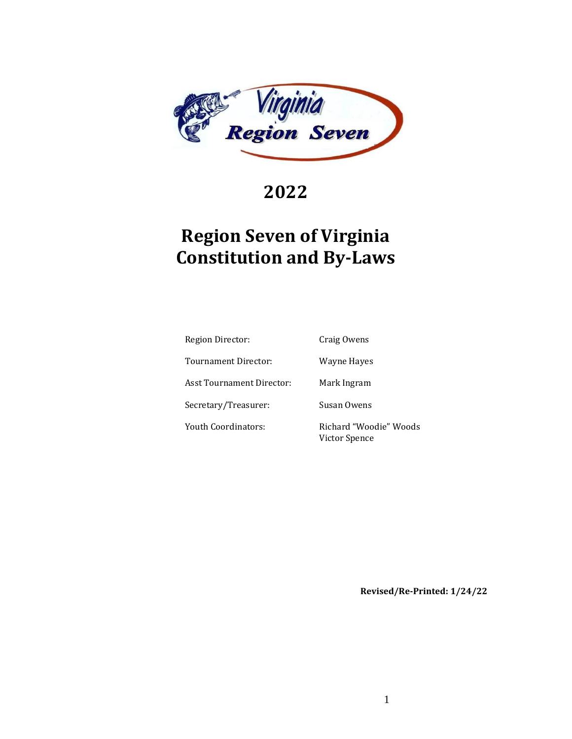# 2022

# Region Seven of Virginia Constitution and By-Laws

| | |
|---|---|
| Region Director: | Craig Owens |
| Tournament Director: | Wayne Hayes |
| Asst Tournament Director: | Mark Ingram |
| Secretary/Treasurer: | Susan Owens |
| Youth Coordinators: | Richard "Woodie" Woods<br>Victor Spence |

**Revised/Re-Printed: 1/24/22**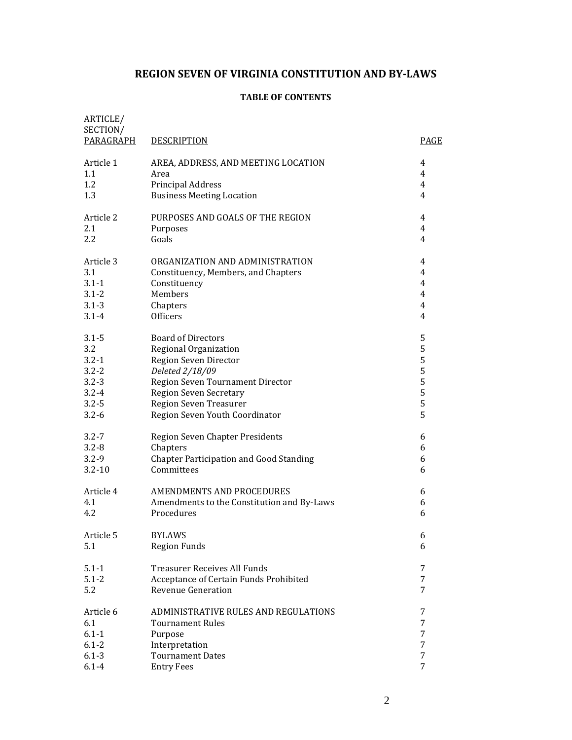# REGION SEVEN OF VIRGINIA CONSTITUTION AND BY-LAWS

## TABLE OF CONTENTS

| ARTICLE/ SECTION/ PARAGRAPH | DESCRIPTION | PAGE |
|---|---|---|
| Article 1 | AREA, ADDRESS, AND MEETING LOCATION | 4 |
| 1.1 | Area | 4 |
| 1.2 | Principal Address | 4 |
| 1.3 | Business Meeting Location | 4 |
| Article 2 | PURPOSES AND GOALS OF THE REGION | 4 |
| 2.1 | Purposes | 4 |
| 2.2 | Goals | 4 |
| Article 3 | ORGANIZATION AND ADMINISTRATION | 4 |
| 3.1 | Constituency, Members, and Chapters | 4 |
| 3.1-1 | Constituency | 4 |
| 3.1-2 | Members | 4 |
| 3.1-3 | Chapters | 4 |
| 3.1-4 | Officers | 4 |
| 3.1-5 | Board of Directors | 5 |
| 3.2 | Regional Organization | 5 |
| 3.2-1 | Region Seven Director | 5 |
| 3.2-2 | *Deleted 2/18/09* | 5 |
| 3.2-3 | Region Seven Tournament Director | 5 |
| 3.2-4 | Region Seven Secretary | 5 |
| 3.2-5 | Region Seven Treasurer | 5 |
| 3.2-6 | Region Seven Youth Coordinator | 5 |
| 3.2-7 | Region Seven Chapter Presidents | 6 |
| 3.2-8 | Chapters | 6 |
| 3.2-9 | Chapter Participation and Good Standing | 6 |
| 3.2-10 | Committees | 6 |
| Article 4 | AMENDMENTS AND PROCEDURES | 6 |
| 4.1 | Amendments to the Constitution and By-Laws | 6 |
| 4.2 | Procedures | 6 |
| Article 5 | BYLAWS | 6 |
| 5.1 | Region Funds | 6 |
| 5.1-1 | Treasurer Receives All Funds | 7 |
| 5.1-2 | Acceptance of Certain Funds Prohibited | 7 |
| 5.2 | Revenue Generation | 7 |
| Article 6 | ADMINISTRATIVE RULES AND REGULATIONS | 7 |
| 6.1 | Tournament Rules | 7 |
| 6.1-1 | Purpose | 7 |
| 6.1-2 | Interpretation | 7 |
| 6.1-3 | Tournament Dates | 7 |
| 6.1-4 | Entry Fees | 7 |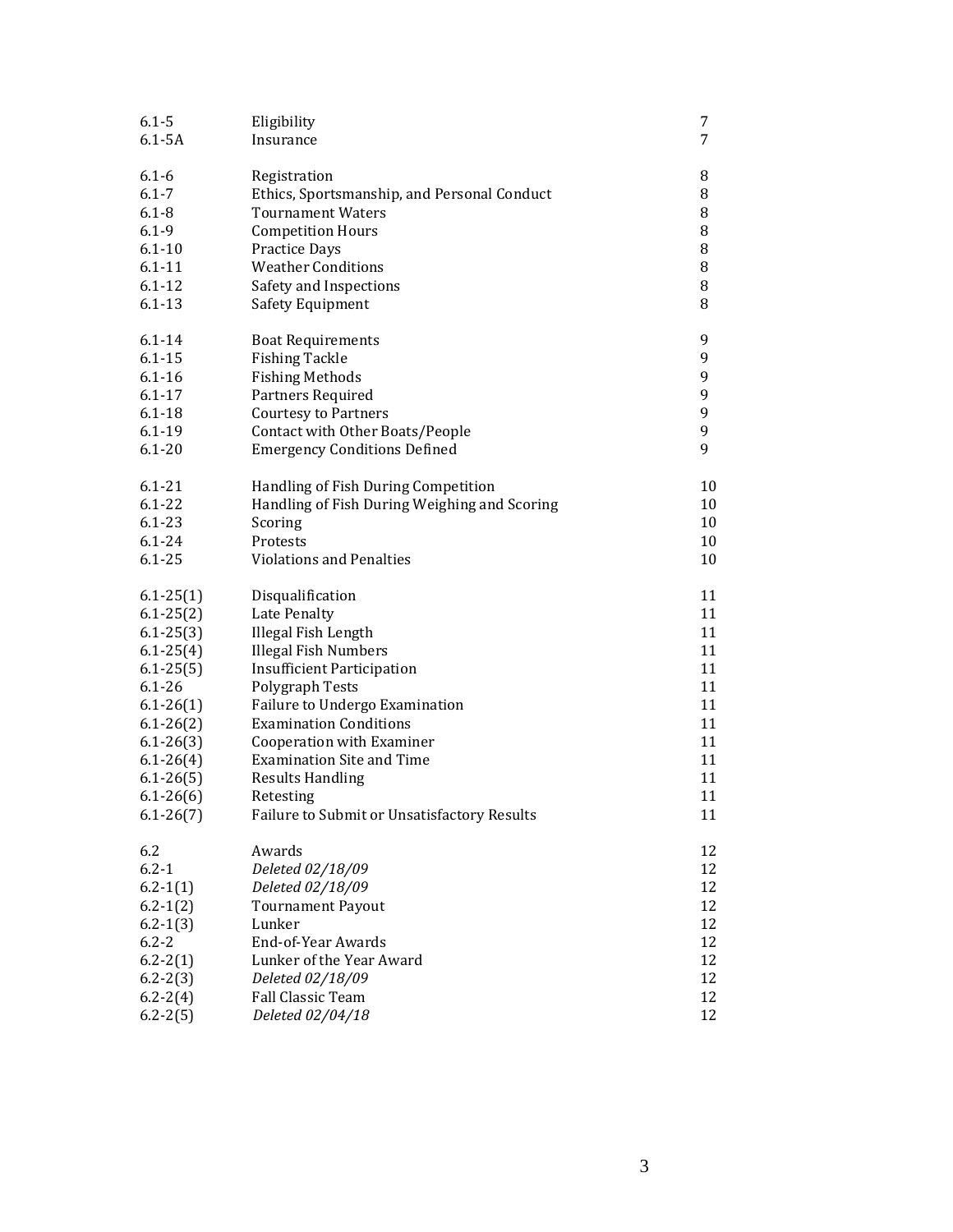| | | |
|---|---|---|
| 6.1-5 | Eligibility | 7 |
| 6.1-5A | Insurance | 7 |
| | | |
| 6.1-6 | Registration | 8 |
| 6.1-7 | Ethics, Sportsmanship, and Personal Conduct | 8 |
| 6.1-8 | Tournament Waters | 8 |
| 6.1-9 | Competition Hours | 8 |
| 6.1-10 | Practice Days | 8 |
| 6.1-11 | Weather Conditions | 8 |
| 6.1-12 | Safety and Inspections | 8 |
| 6.1-13 | Safety Equipment | 8 |
| | | |
| 6.1-14 | Boat Requirements | 9 |
| 6.1-15 | Fishing Tackle | 9 |
| 6.1-16 | Fishing Methods | 9 |
| 6.1-17 | Partners Required | 9 |
| 6.1-18 | Courtesy to Partners | 9 |
| 6.1-19 | Contact with Other Boats/People | 9 |
| 6.1-20 | Emergency Conditions Defined | 9 |
| | | |
| 6.1-21 | Handling of Fish During Competition | 10 |
| 6.1-22 | Handling of Fish During Weighing and Scoring | 10 |
| 6.1-23 | Scoring | 10 |
| 6.1-24 | Protests | 10 |
| 6.1-25 | Violations and Penalties | 10 |
| | | |
| 6.1-25(1) | Disqualification | 11 |
| 6.1-25(2) | Late Penalty | 11 |
| 6.1-25(3) | Illegal Fish Length | 11 |
| 6.1-25(4) | Illegal Fish Numbers | 11 |
| 6.1-25(5) | Insufficient Participation | 11 |
| 6.1-26 | Polygraph Tests | 11 |
| 6.1-26(1) | Failure to Undergo Examination | 11 |
| 6.1-26(2) | Examination Conditions | 11 |
| 6.1-26(3) | Cooperation with Examiner | 11 |
| 6.1-26(4) | Examination Site and Time | 11 |
| 6.1-26(5) | Results Handling | 11 |
| 6.1-26(6) | Retesting | 11 |
| 6.1-26(7) | Failure to Submit or Unsatisfactory Results | 11 |
| | | |
| 6.2 | Awards | 12 |
| 6.2-1 | *Deleted 02/18/09* | 12 |
| 6.2-1(1) | *Deleted 02/18/09* | 12 |
| 6.2-1(2) | Tournament Payout | 12 |
| 6.2-1(3) | Lunker | 12 |
| 6.2-2 | End-of-Year Awards | 12 |
| 6.2-2(1) | Lunker of the Year Award | 12 |
| 6.2-2(3) | *Deleted 02/18/09* | 12 |
| 6.2-2(4) | Fall Classic Team | 12 |
| 6.2-2(5) | *Deleted 02/04/18* | 12 |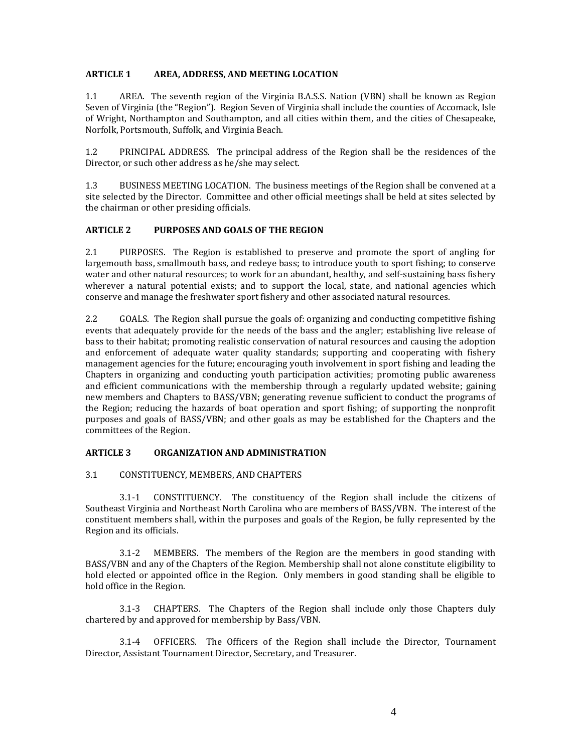## ARTICLE 1 AREA, ADDRESS, AND MEETING LOCATION

1.1 AREA. The seventh region of the Virginia B.A.S.S. Nation (VBN) shall be known as Region Seven of Virginia (the "Region"). Region Seven of Virginia shall include the counties of Accomack, Isle of Wright, Northampton and Southampton, and all cities within them, and the cities of Chesapeake, Norfolk, Portsmouth, Suffolk, and Virginia Beach.

1.2 PRINCIPAL ADDRESS. The principal address of the Region shall be the residences of the Director, or such other address as he/she may select.

1.3 BUSINESS MEETING LOCATION. The business meetings of the Region shall be convened at a site selected by the Director. Committee and other official meetings shall be held at sites selected by the chairman or other presiding officials.

## ARTICLE 2 PURPOSES AND GOALS OF THE REGION

2.1 PURPOSES. The Region is established to preserve and promote the sport of angling for largemouth bass, smallmouth bass, and redeye bass; to introduce youth to sport fishing; to conserve water and other natural resources; to work for an abundant, healthy, and self-sustaining bass fishery wherever a natural potential exists; and to support the local, state, and national agencies which conserve and manage the freshwater sport fishery and other associated natural resources.

2.2 GOALS. The Region shall pursue the goals of: organizing and conducting competitive fishing events that adequately provide for the needs of the bass and the angler; establishing live release of bass to their habitat; promoting realistic conservation of natural resources and causing the adoption and enforcement of adequate water quality standards; supporting and cooperating with fishery management agencies for the future; encouraging youth involvement in sport fishing and leading the Chapters in organizing and conducting youth participation activities; promoting public awareness and efficient communications with the membership through a regularly updated website; gaining new members and Chapters to BASS/VBN; generating revenue sufficient to conduct the programs of the Region; reducing the hazards of boat operation and sport fishing; of supporting the nonprofit purposes and goals of BASS/VBN; and other goals as may be established for the Chapters and the committees of the Region.

## ARTICLE 3 ORGANIZATION AND ADMINISTRATION

3.1 CONSTITUENCY, MEMBERS, AND CHAPTERS

3.1-1 CONSTITUENCY. The constituency of the Region shall include the citizens of Southeast Virginia and Northeast North Carolina who are members of BASS/VBN. The interest of the constituent members shall, within the purposes and goals of the Region, be fully represented by the Region and its officials.

3.1-2 MEMBERS. The members of the Region are the members in good standing with BASS/VBN and any of the Chapters of the Region. Membership shall not alone constitute eligibility to hold elected or appointed office in the Region. Only members in good standing shall be eligible to hold office in the Region.

3.1-3 CHAPTERS. The Chapters of the Region shall include only those Chapters duly chartered by and approved for membership by Bass/VBN.

3.1-4 OFFICERS. The Officers of the Region shall include the Director, Tournament Director, Assistant Tournament Director, Secretary, and Treasurer.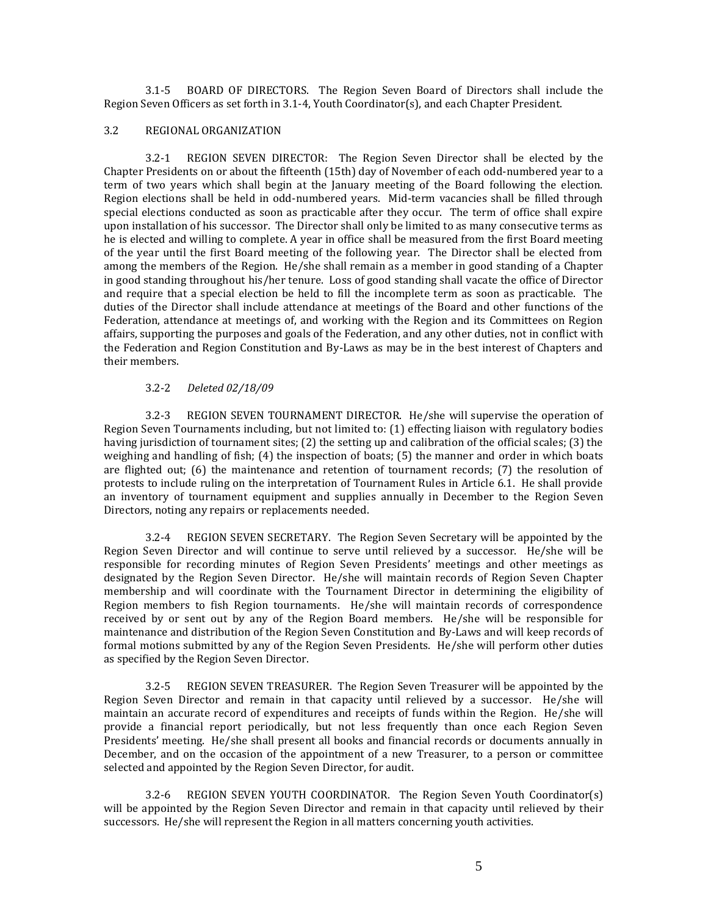3.1-5 BOARD OF DIRECTORS. The Region Seven Board of Directors shall include the Region Seven Officers as set forth in 3.1-4, Youth Coordinator(s), and each Chapter President.

3.2 REGIONAL ORGANIZATION

3.2-1 REGION SEVEN DIRECTOR: The Region Seven Director shall be elected by the Chapter Presidents on or about the fifteenth (15th) day of November of each odd-numbered year to a term of two years which shall begin at the January meeting of the Board following the election. Region elections shall be held in odd-numbered years. Mid-term vacancies shall be filled through special elections conducted as soon as practicable after they occur. The term of office shall expire upon installation of his successor. The Director shall only be limited to as many consecutive terms as he is elected and willing to complete. A year in office shall be measured from the first Board meeting of the year until the first Board meeting of the following year. The Director shall be elected from among the members of the Region. He/she shall remain as a member in good standing of a Chapter in good standing throughout his/her tenure. Loss of good standing shall vacate the office of Director and require that a special election be held to fill the incomplete term as soon as practicable. The duties of the Director shall include attendance at meetings of the Board and other functions of the Federation, attendance at meetings of, and working with the Region and its Committees on Region affairs, supporting the purposes and goals of the Federation, and any other duties, not in conflict with the Federation and Region Constitution and By-Laws as may be in the best interest of Chapters and their members.

3.2-2 *Deleted 02/18/09*

3.2-3 REGION SEVEN TOURNAMENT DIRECTOR. He/she will supervise the operation of Region Seven Tournaments including, but not limited to: (1) effecting liaison with regulatory bodies having jurisdiction of tournament sites; (2) the setting up and calibration of the official scales; (3) the weighing and handling of fish; (4) the inspection of boats; (5) the manner and order in which boats are flighted out; (6) the maintenance and retention of tournament records; (7) the resolution of protests to include ruling on the interpretation of Tournament Rules in Article 6.1. He shall provide an inventory of tournament equipment and supplies annually in December to the Region Seven Directors, noting any repairs or replacements needed.

3.2-4 REGION SEVEN SECRETARY. The Region Seven Secretary will be appointed by the Region Seven Director and will continue to serve until relieved by a successor. He/she will be responsible for recording minutes of Region Seven Presidents' meetings and other meetings as designated by the Region Seven Director. He/she will maintain records of Region Seven Chapter membership and will coordinate with the Tournament Director in determining the eligibility of Region members to fish Region tournaments. He/she will maintain records of correspondence received by or sent out by any of the Region Board members. He/she will be responsible for maintenance and distribution of the Region Seven Constitution and By-Laws and will keep records of formal motions submitted by any of the Region Seven Presidents. He/she will perform other duties as specified by the Region Seven Director.

3.2-5 REGION SEVEN TREASURER. The Region Seven Treasurer will be appointed by the Region Seven Director and remain in that capacity until relieved by a successor. He/she will maintain an accurate record of expenditures and receipts of funds within the Region. He/she will provide a financial report periodically, but not less frequently than once each Region Seven Presidents' meeting. He/she shall present all books and financial records or documents annually in December, and on the occasion of the appointment of a new Treasurer, to a person or committee selected and appointed by the Region Seven Director, for audit.

3.2-6 REGION SEVEN YOUTH COORDINATOR. The Region Seven Youth Coordinator(s) will be appointed by the Region Seven Director and remain in that capacity until relieved by their successors. He/she will represent the Region in all matters concerning youth activities.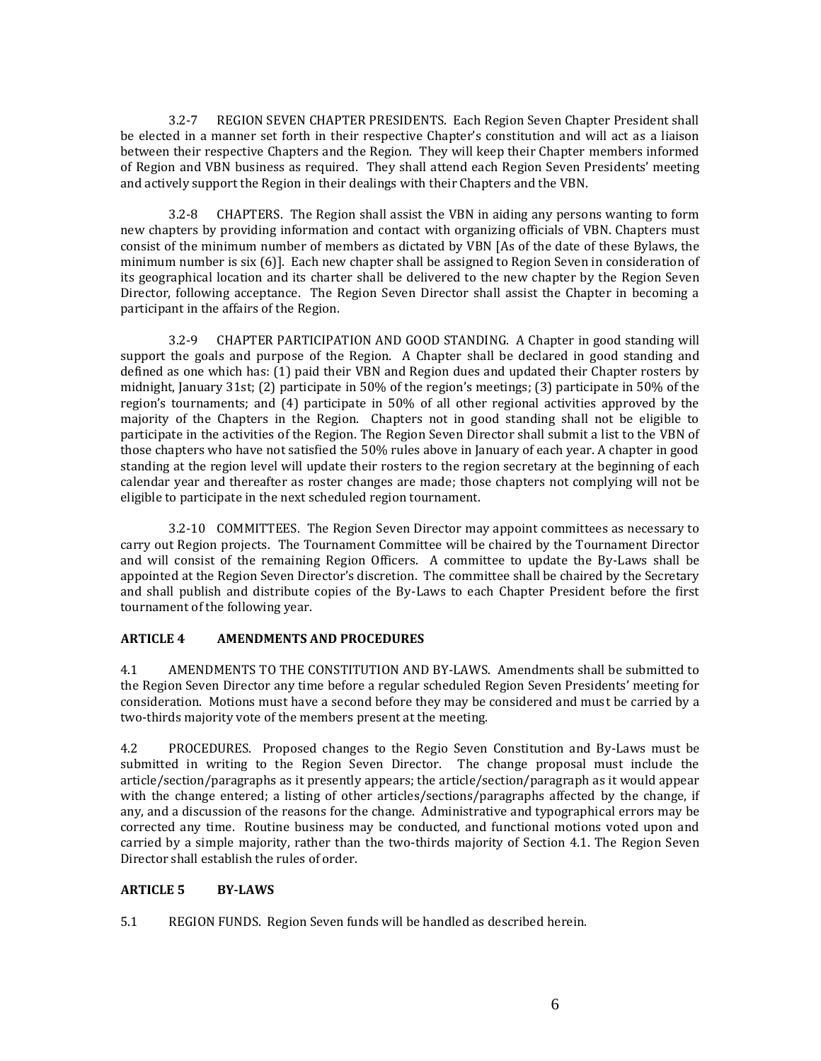3.2-7 REGION SEVEN CHAPTER PRESIDENTS. Each Region Seven Chapter President shall be elected in a manner set forth in their respective Chapter's constitution and will act as a liaison between their respective Chapters and the Region. They will keep their Chapter members informed of Region and VBN business as required. They shall attend each Region Seven Presidents' meeting and actively support the Region in their dealings with their Chapters and the VBN.

3.2-8 CHAPTERS. The Region shall assist the VBN in aiding any persons wanting to form new chapters by providing information and contact with organizing officials of VBN. Chapters must consist of the minimum number of members as dictated by VBN [As of the date of these Bylaws, the minimum number is six (6)]. Each new chapter shall be assigned to Region Seven in consideration of its geographical location and its charter shall be delivered to the new chapter by the Region Seven Director, following acceptance. The Region Seven Director shall assist the Chapter in becoming a participant in the affairs of the Region.

3.2-9 CHAPTER PARTICIPATION AND GOOD STANDING. A Chapter in good standing will support the goals and purpose of the Region. A Chapter shall be declared in good standing and defined as one which has: (1) paid their VBN and Region dues and updated their Chapter rosters by midnight, January 31st; (2) participate in 50% of the region's meetings; (3) participate in 50% of the region's tournaments; and (4) participate in 50% of all other regional activities approved by the majority of the Chapters in the Region. Chapters not in good standing shall not be eligible to participate in the activities of the Region. The Region Seven Director shall submit a list to the VBN of those chapters who have not satisfied the 50% rules above in January of each year. A chapter in good standing at the region level will update their rosters to the region secretary at the beginning of each calendar year and thereafter as roster changes are made; those chapters not complying will not be eligible to participate in the next scheduled region tournament.

3.2-10 COMMITTEES. The Region Seven Director may appoint committees as necessary to carry out Region projects. The Tournament Committee will be chaired by the Tournament Director and will consist of the remaining Region Officers. A committee to update the By-Laws shall be appointed at the Region Seven Director's discretion. The committee shall be chaired by the Secretary and shall publish and distribute copies of the By-Laws to each Chapter President before the first tournament of the following year.

**ARTICLE 4 AMENDMENTS AND PROCEDURES**

4.1 AMENDMENTS TO THE CONSTITUTION AND BY-LAWS. Amendments shall be submitted to the Region Seven Director any time before a regular scheduled Region Seven Presidents' meeting for consideration. Motions must have a second before they may be considered and must be carried by a two-thirds majority vote of the members present at the meeting.

4.2 PROCEDURES. Proposed changes to the Regio Seven Constitution and By-Laws must be submitted in writing to the Region Seven Director. The change proposal must include the article/section/paragraphs as it presently appears; the article/section/paragraph as it would appear with the change entered; a listing of other articles/sections/paragraphs affected by the change, if any, and a discussion of the reasons for the change. Administrative and typographical errors may be corrected any time. Routine business may be conducted, and functional motions voted upon and carried by a simple majority, rather than the two-thirds majority of Section 4.1. The Region Seven Director shall establish the rules of order.

**ARTICLE 5 BY-LAWS**

5.1 REGION FUNDS. Region Seven funds will be handled as described herein.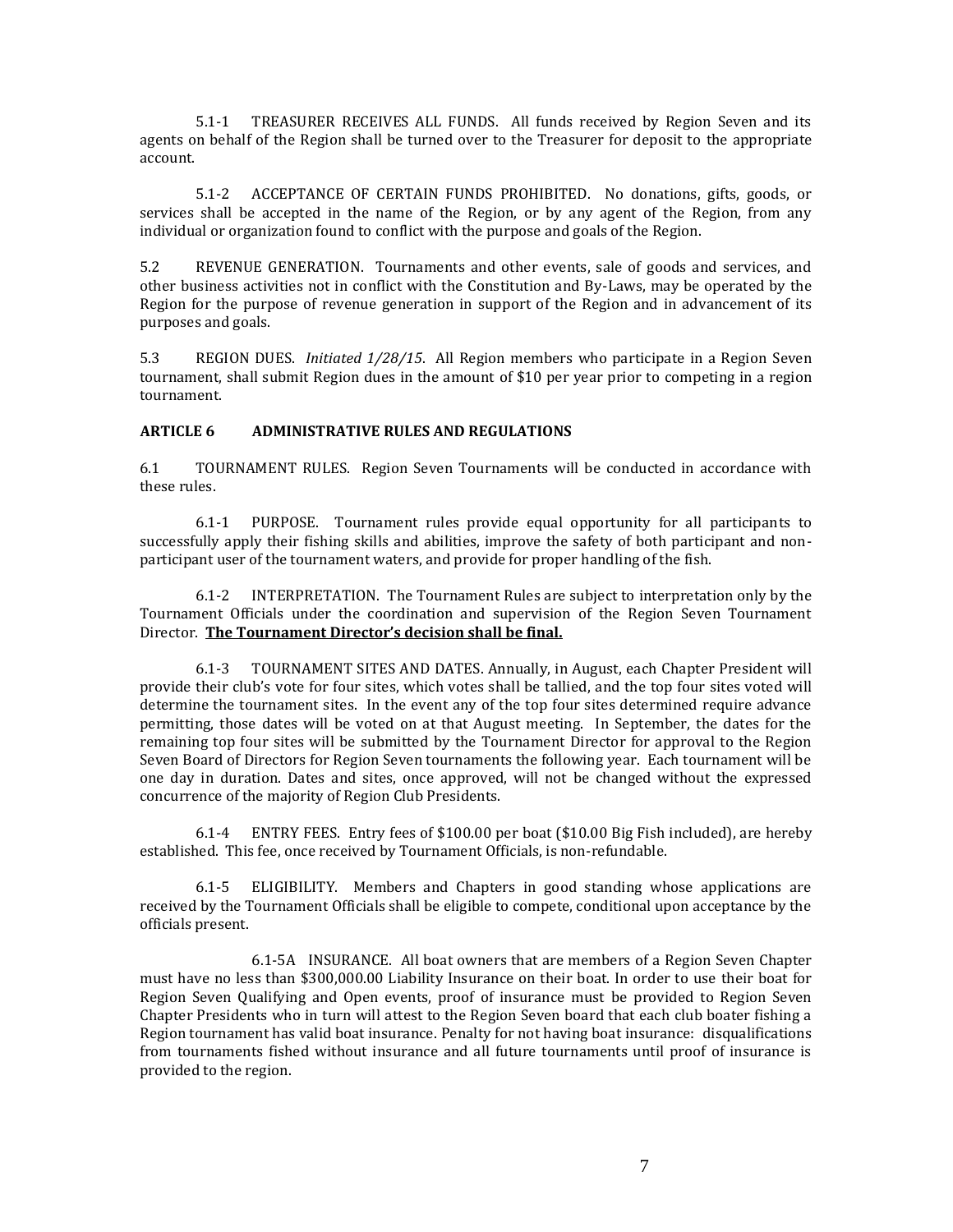5.1-1 TREASURER RECEIVES ALL FUNDS. All funds received by Region Seven and its agents on behalf of the Region shall be turned over to the Treasurer for deposit to the appropriate account.

5.1-2 ACCEPTANCE OF CERTAIN FUNDS PROHIBITED. No donations, gifts, goods, or services shall be accepted in the name of the Region, or by any agent of the Region, from any individual or organization found to conflict with the purpose and goals of the Region.

5.2 REVENUE GENERATION. Tournaments and other events, sale of goods and services, and other business activities not in conflict with the Constitution and By-Laws, may be operated by the Region for the purpose of revenue generation in support of the Region and in advancement of its purposes and goals.

5.3 REGION DUES. *Initiated 1/28/15*. All Region members who participate in a Region Seven tournament, shall submit Region dues in the amount of $10 per year prior to competing in a region tournament.

**ARTICLE 6 ADMINISTRATIVE RULES AND REGULATIONS**

6.1 TOURNAMENT RULES. Region Seven Tournaments will be conducted in accordance with these rules.

6.1-1 PURPOSE. Tournament rules provide equal opportunity for all participants to successfully apply their fishing skills and abilities, improve the safety of both participant and non-participant user of the tournament waters, and provide for proper handling of the fish.

6.1-2 INTERPRETATION. The Tournament Rules are subject to interpretation only by the Tournament Officials under the coordination and supervision of the Region Seven Tournament Director. **The Tournament Director's decision shall be final.**

6.1-3 TOURNAMENT SITES AND DATES. Annually, in August, each Chapter President will provide their club's vote for four sites, which votes shall be tallied, and the top four sites voted will determine the tournament sites. In the event any of the top four sites determined require advance permitting, those dates will be voted on at that August meeting. In September, the dates for the remaining top four sites will be submitted by the Tournament Director for approval to the Region Seven Board of Directors for Region Seven tournaments the following year. Each tournament will be one day in duration. Dates and sites, once approved, will not be changed without the expressed concurrence of the majority of Region Club Presidents.

6.1-4 ENTRY FEES. Entry fees of $100.00 per boat ($10.00 Big Fish included), are hereby established. This fee, once received by Tournament Officials, is non-refundable.

6.1-5 ELIGIBILITY. Members and Chapters in good standing whose applications are received by the Tournament Officials shall be eligible to compete, conditional upon acceptance by the officials present.

6.1-5A INSURANCE. All boat owners that are members of a Region Seven Chapter must have no less than $300,000.00 Liability Insurance on their boat. In order to use their boat for Region Seven Qualifying and Open events, proof of insurance must be provided to Region Seven Chapter Presidents who in turn will attest to the Region Seven board that each club boater fishing a Region tournament has valid boat insurance. Penalty for not having boat insurance: disqualifications from tournaments fished without insurance and all future tournaments until proof of insurance is provided to the region.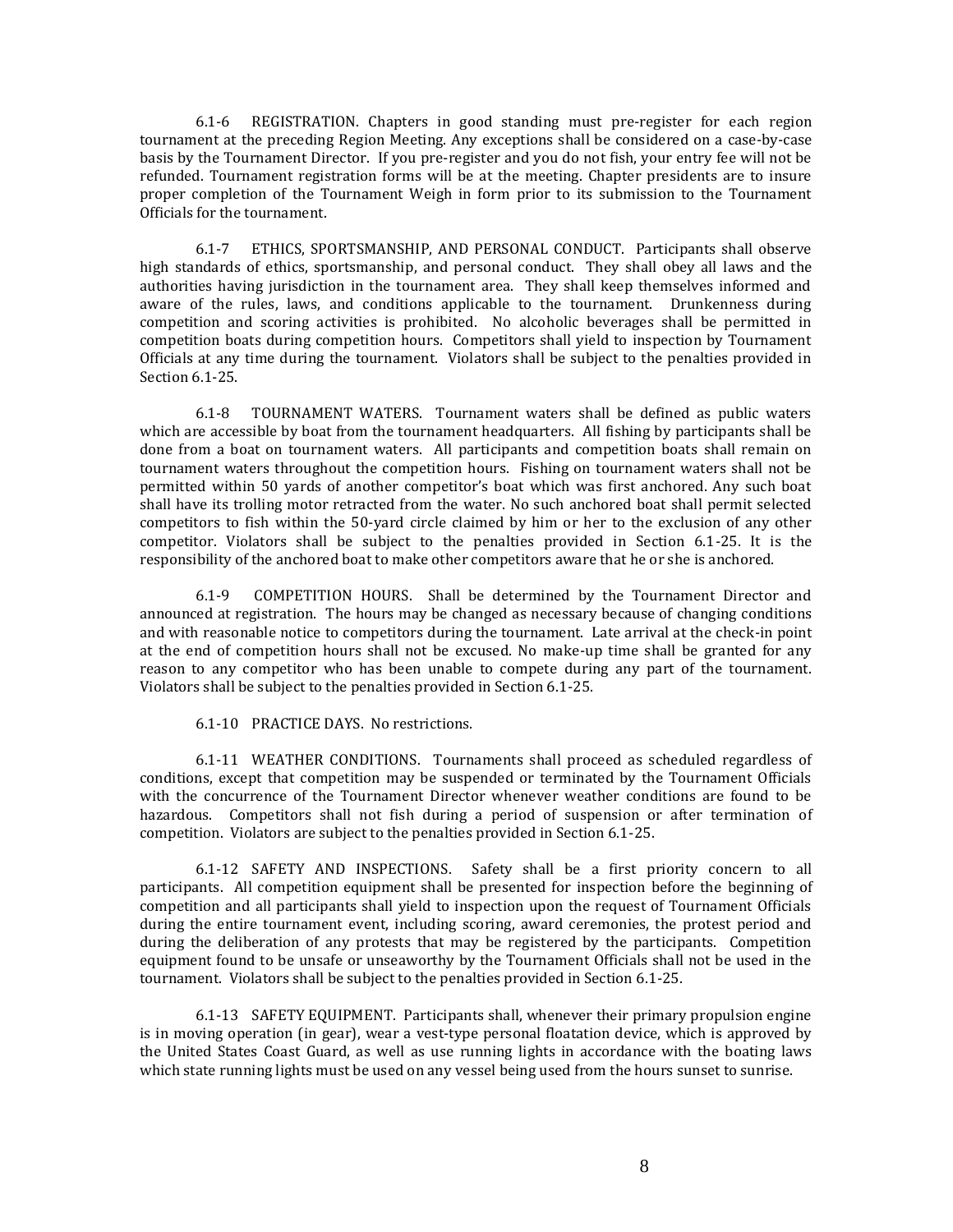6.1-6 REGISTRATION. Chapters in good standing must pre-register for each region tournament at the preceding Region Meeting. Any exceptions shall be considered on a case-by-case basis by the Tournament Director. If you pre-register and you do not fish, your entry fee will not be refunded. Tournament registration forms will be at the meeting. Chapter presidents are to insure proper completion of the Tournament Weigh in form prior to its submission to the Tournament Officials for the tournament.

6.1-7 ETHICS, SPORTSMANSHIP, AND PERSONAL CONDUCT. Participants shall observe high standards of ethics, sportsmanship, and personal conduct. They shall obey all laws and the authorities having jurisdiction in the tournament area. They shall keep themselves informed and aware of the rules, laws, and conditions applicable to the tournament. Drunkenness during competition and scoring activities is prohibited. No alcoholic beverages shall be permitted in competition boats during competition hours. Competitors shall yield to inspection by Tournament Officials at any time during the tournament. Violators shall be subject to the penalties provided in Section 6.1-25.

6.1-8 TOURNAMENT WATERS. Tournament waters shall be defined as public waters which are accessible by boat from the tournament headquarters. All fishing by participants shall be done from a boat on tournament waters. All participants and competition boats shall remain on tournament waters throughout the competition hours. Fishing on tournament waters shall not be permitted within 50 yards of another competitor's boat which was first anchored. Any such boat shall have its trolling motor retracted from the water. No such anchored boat shall permit selected competitors to fish within the 50-yard circle claimed by him or her to the exclusion of any other competitor. Violators shall be subject to the penalties provided in Section 6.1-25. It is the responsibility of the anchored boat to make other competitors aware that he or she is anchored.

6.1-9 COMPETITION HOURS. Shall be determined by the Tournament Director and announced at registration. The hours may be changed as necessary because of changing conditions and with reasonable notice to competitors during the tournament. Late arrival at the check-in point at the end of competition hours shall not be excused. No make-up time shall be granted for any reason to any competitor who has been unable to compete during any part of the tournament. Violators shall be subject to the penalties provided in Section 6.1-25.

6.1-10 PRACTICE DAYS. No restrictions.

6.1-11 WEATHER CONDITIONS. Tournaments shall proceed as scheduled regardless of conditions, except that competition may be suspended or terminated by the Tournament Officials with the concurrence of the Tournament Director whenever weather conditions are found to be hazardous. Competitors shall not fish during a period of suspension or after termination of competition. Violators are subject to the penalties provided in Section 6.1-25.

6.1-12 SAFETY AND INSPECTIONS. Safety shall be a first priority concern to all participants. All competition equipment shall be presented for inspection before the beginning of competition and all participants shall yield to inspection upon the request of Tournament Officials during the entire tournament event, including scoring, award ceremonies, the protest period and during the deliberation of any protests that may be registered by the participants. Competition equipment found to be unsafe or unseaworthy by the Tournament Officials shall not be used in the tournament. Violators shall be subject to the penalties provided in Section 6.1-25.

6.1-13 SAFETY EQUIPMENT. Participants shall, whenever their primary propulsion engine is in moving operation (in gear), wear a vest-type personal floatation device, which is approved by the United States Coast Guard, as well as use running lights in accordance with the boating laws which state running lights must be used on any vessel being used from the hours sunset to sunrise.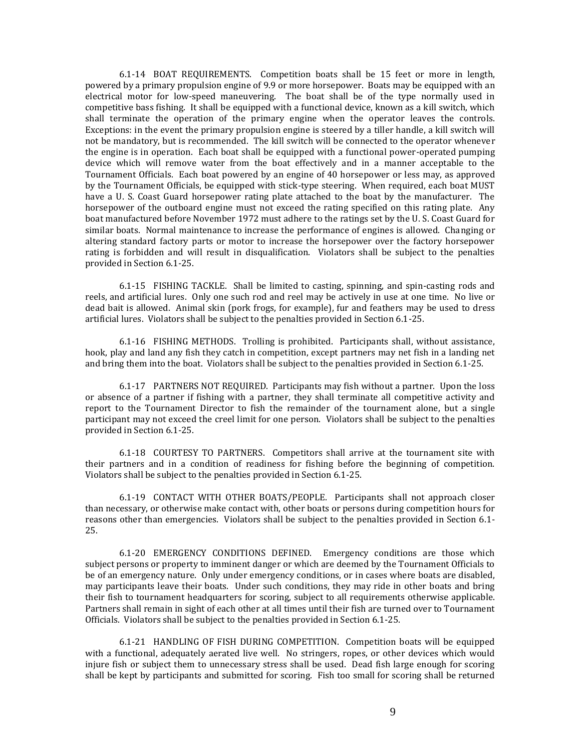6.1-14 BOAT REQUIREMENTS. Competition boats shall be 15 feet or more in length, powered by a primary propulsion engine of 9.9 or more horsepower. Boats may be equipped with an electrical motor for low-speed maneuvering. The boat shall be of the type normally used in competitive bass fishing. It shall be equipped with a functional device, known as a kill switch, which shall terminate the operation of the primary engine when the operator leaves the controls. Exceptions: in the event the primary propulsion engine is steered by a tiller handle, a kill switch will not be mandatory, but is recommended. The kill switch will be connected to the operator whenever the engine is in operation. Each boat shall be equipped with a functional power-operated pumping device which will remove water from the boat effectively and in a manner acceptable to the Tournament Officials. Each boat powered by an engine of 40 horsepower or less may, as approved by the Tournament Officials, be equipped with stick-type steering. When required, each boat MUST have a U. S. Coast Guard horsepower rating plate attached to the boat by the manufacturer. The horsepower of the outboard engine must not exceed the rating specified on this rating plate. Any boat manufactured before November 1972 must adhere to the ratings set by the U. S. Coast Guard for similar boats. Normal maintenance to increase the performance of engines is allowed. Changing or altering standard factory parts or motor to increase the horsepower over the factory horsepower rating is forbidden and will result in disqualification. Violators shall be subject to the penalties provided in Section 6.1-25.

6.1-15 FISHING TACKLE. Shall be limited to casting, spinning, and spin-casting rods and reels, and artificial lures. Only one such rod and reel may be actively in use at one time. No live or dead bait is allowed. Animal skin (pork frogs, for example), fur and feathers may be used to dress artificial lures. Violators shall be subject to the penalties provided in Section 6.1-25.

6.1-16 FISHING METHODS. Trolling is prohibited. Participants shall, without assistance, hook, play and land any fish they catch in competition, except partners may net fish in a landing net and bring them into the boat. Violators shall be subject to the penalties provided in Section 6.1-25.

6.1-17 PARTNERS NOT REQUIRED. Participants may fish without a partner. Upon the loss or absence of a partner if fishing with a partner, they shall terminate all competitive activity and report to the Tournament Director to fish the remainder of the tournament alone, but a single participant may not exceed the creel limit for one person. Violators shall be subject to the penalties provided in Section 6.1-25.

6.1-18 COURTESY TO PARTNERS. Competitors shall arrive at the tournament site with their partners and in a condition of readiness for fishing before the beginning of competition. Violators shall be subject to the penalties provided in Section 6.1-25.

6.1-19 CONTACT WITH OTHER BOATS/PEOPLE. Participants shall not approach closer than necessary, or otherwise make contact with, other boats or persons during competition hours for reasons other than emergencies. Violators shall be subject to the penalties provided in Section 6.1-25.

6.1-20 EMERGENCY CONDITIONS DEFINED. Emergency conditions are those which subject persons or property to imminent danger or which are deemed by the Tournament Officials to be of an emergency nature. Only under emergency conditions, or in cases where boats are disabled, may participants leave their boats. Under such conditions, they may ride in other boats and bring their fish to tournament headquarters for scoring, subject to all requirements otherwise applicable. Partners shall remain in sight of each other at all times until their fish are turned over to Tournament Officials. Violators shall be subject to the penalties provided in Section 6.1-25.

6.1-21 HANDLING OF FISH DURING COMPETITION. Competition boats will be equipped with a functional, adequately aerated live well. No stringers, ropes, or other devices which would injure fish or subject them to unnecessary stress shall be used. Dead fish large enough for scoring shall be kept by participants and submitted for scoring. Fish too small for scoring shall be returned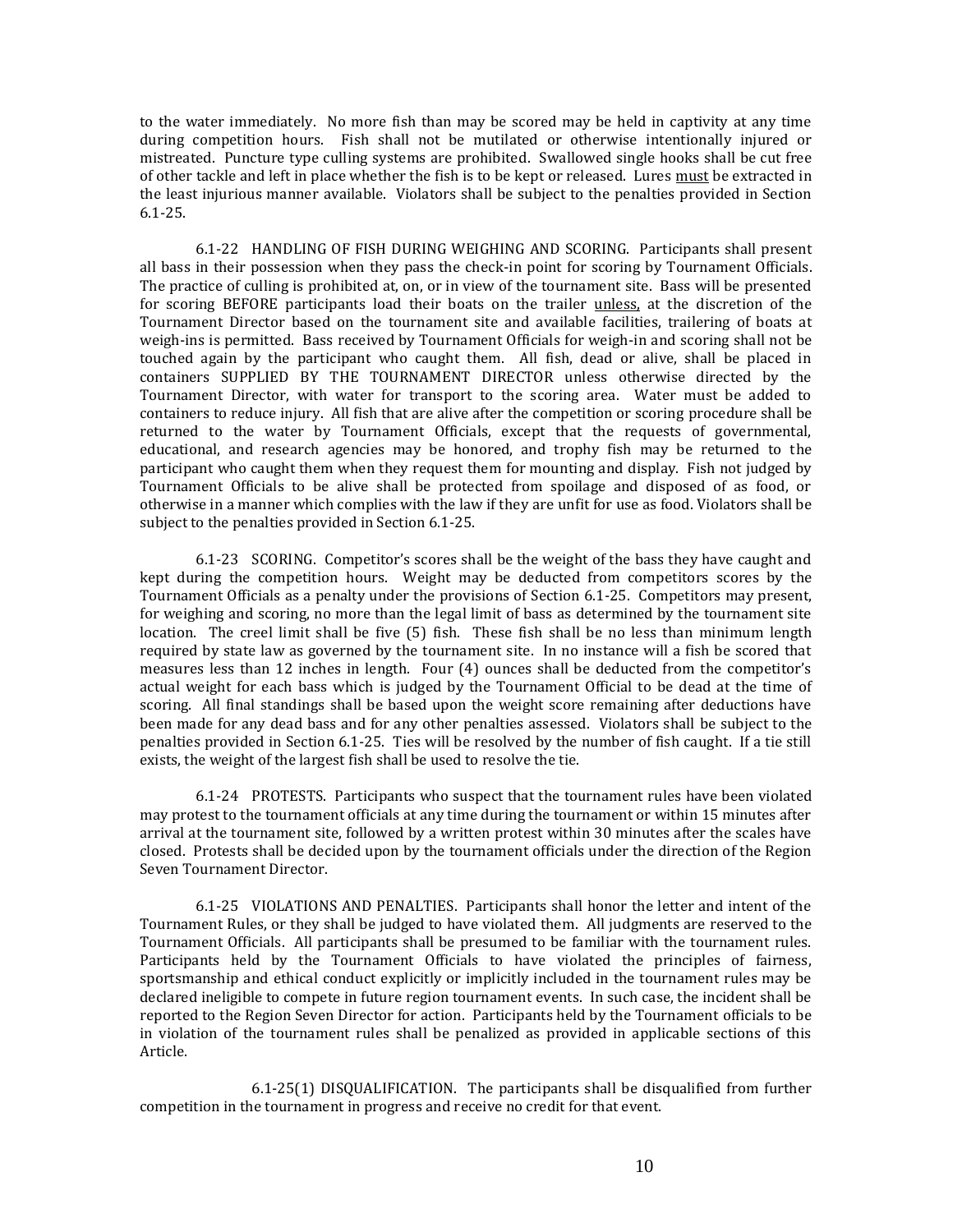to the water immediately. No more fish than may be scored may be held in captivity at any time during competition hours. Fish shall not be mutilated or otherwise intentionally injured or mistreated. Puncture type culling systems are prohibited. Swallowed single hooks shall be cut free of other tackle and left in place whether the fish is to be kept or released. Lures <u>must</u> be extracted in the least injurious manner available. Violators shall be subject to the penalties provided in Section 6.1-25.

6.1-22 HANDLING OF FISH DURING WEIGHING AND SCORING. Participants shall present all bass in their possession when they pass the check-in point for scoring by Tournament Officials. The practice of culling is prohibited at, on, or in view of the tournament site. Bass will be presented for scoring BEFORE participants load their boats on the trailer <u>unless,</u> at the discretion of the Tournament Director based on the tournament site and available facilities, trailering of boats at weigh-ins is permitted. Bass received by Tournament Officials for weigh-in and scoring shall not be touched again by the participant who caught them. All fish, dead or alive, shall be placed in containers SUPPLIED BY THE TOURNAMENT DIRECTOR unless otherwise directed by the Tournament Director, with water for transport to the scoring area. Water must be added to containers to reduce injury. All fish that are alive after the competition or scoring procedure shall be returned to the water by Tournament Officials, except that the requests of governmental, educational, and research agencies may be honored, and trophy fish may be returned to the participant who caught them when they request them for mounting and display. Fish not judged by Tournament Officials to be alive shall be protected from spoilage and disposed of as food, or otherwise in a manner which complies with the law if they are unfit for use as food. Violators shall be subject to the penalties provided in Section 6.1-25.

6.1-23 SCORING. Competitor's scores shall be the weight of the bass they have caught and kept during the competition hours. Weight may be deducted from competitors scores by the Tournament Officials as a penalty under the provisions of Section 6.1-25. Competitors may present, for weighing and scoring, no more than the legal limit of bass as determined by the tournament site location. The creel limit shall be five (5) fish. These fish shall be no less than minimum length required by state law as governed by the tournament site. In no instance will a fish be scored that measures less than 12 inches in length. Four (4) ounces shall be deducted from the competitor's actual weight for each bass which is judged by the Tournament Official to be dead at the time of scoring. All final standings shall be based upon the weight score remaining after deductions have been made for any dead bass and for any other penalties assessed. Violators shall be subject to the penalties provided in Section 6.1-25. Ties will be resolved by the number of fish caught. If a tie still exists, the weight of the largest fish shall be used to resolve the tie.

6.1-24 PROTESTS. Participants who suspect that the tournament rules have been violated may protest to the tournament officials at any time during the tournament or within 15 minutes after arrival at the tournament site, followed by a written protest within 30 minutes after the scales have closed. Protests shall be decided upon by the tournament officials under the direction of the Region Seven Tournament Director.

6.1-25 VIOLATIONS AND PENALTIES. Participants shall honor the letter and intent of the Tournament Rules, or they shall be judged to have violated them. All judgments are reserved to the Tournament Officials. All participants shall be presumed to be familiar with the tournament rules. Participants held by the Tournament Officials to have violated the principles of fairness, sportsmanship and ethical conduct explicitly or implicitly included in the tournament rules may be declared ineligible to compete in future region tournament events. In such case, the incident shall be reported to the Region Seven Director for action. Participants held by the Tournament officials to be in violation of the tournament rules shall be penalized as provided in applicable sections of this Article.

6.1-25(1) DISQUALIFICATION. The participants shall be disqualified from further competition in the tournament in progress and receive no credit for that event.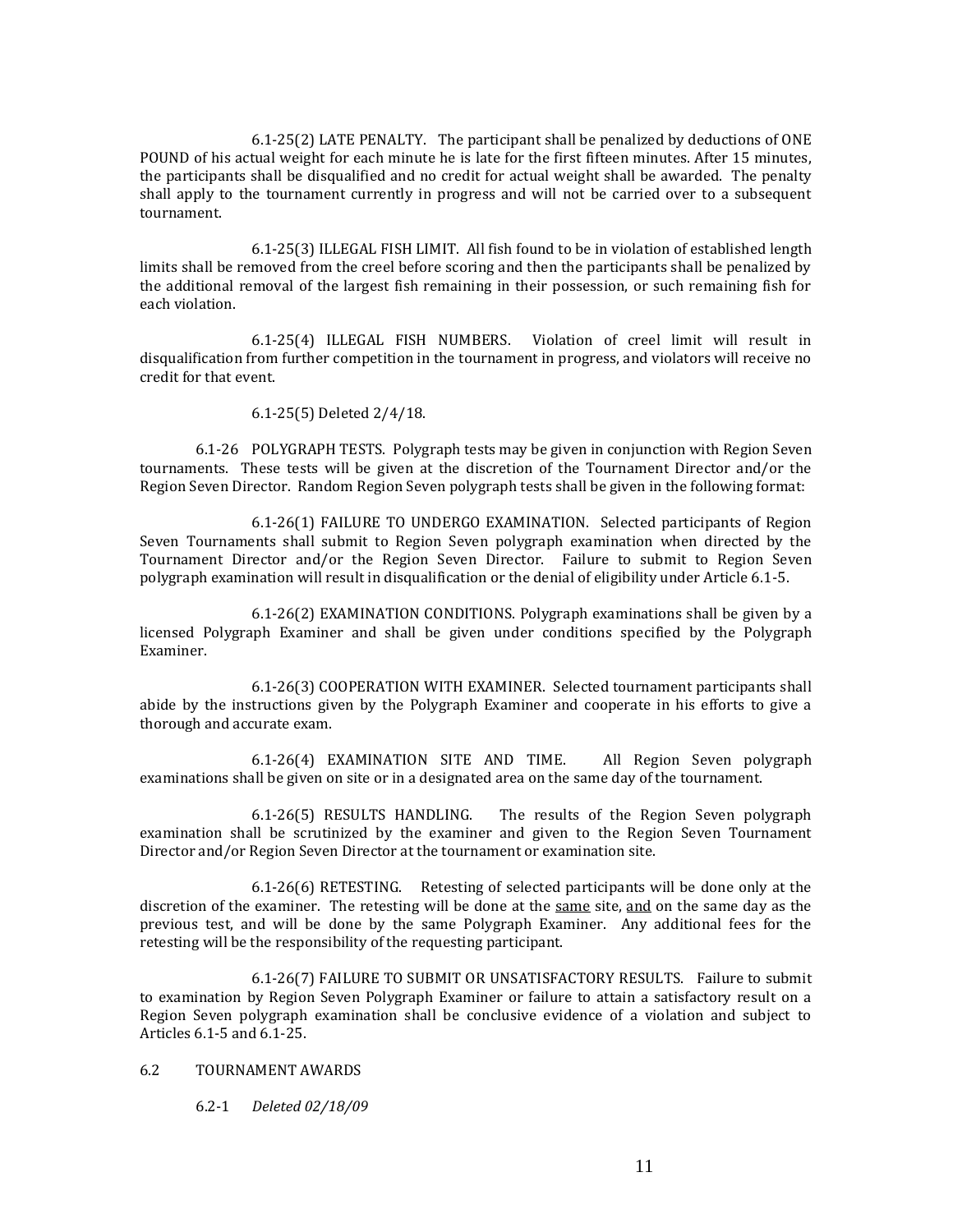6.1-25(2) LATE PENALTY. The participant shall be penalized by deductions of ONE POUND of his actual weight for each minute he is late for the first fifteen minutes. After 15 minutes, the participants shall be disqualified and no credit for actual weight shall be awarded. The penalty shall apply to the tournament currently in progress and will not be carried over to a subsequent tournament.

6.1-25(3) ILLEGAL FISH LIMIT. All fish found to be in violation of established length limits shall be removed from the creel before scoring and then the participants shall be penalized by the additional removal of the largest fish remaining in their possession, or such remaining fish for each violation.

6.1-25(4) ILLEGAL FISH NUMBERS. Violation of creel limit will result in disqualification from further competition in the tournament in progress, and violators will receive no credit for that event.

6.1-25(5) Deleted 2/4/18.

6.1-26 POLYGRAPH TESTS. Polygraph tests may be given in conjunction with Region Seven tournaments. These tests will be given at the discretion of the Tournament Director and/or the Region Seven Director. Random Region Seven polygraph tests shall be given in the following format:

6.1-26(1) FAILURE TO UNDERGO EXAMINATION. Selected participants of Region Seven Tournaments shall submit to Region Seven polygraph examination when directed by the Tournament Director and/or the Region Seven Director. Failure to submit to Region Seven polygraph examination will result in disqualification or the denial of eligibility under Article 6.1-5.

6.1-26(2) EXAMINATION CONDITIONS. Polygraph examinations shall be given by a licensed Polygraph Examiner and shall be given under conditions specified by the Polygraph Examiner.

6.1-26(3) COOPERATION WITH EXAMINER. Selected tournament participants shall abide by the instructions given by the Polygraph Examiner and cooperate in his efforts to give a thorough and accurate exam.

6.1-26(4) EXAMINATION SITE AND TIME. All Region Seven polygraph examinations shall be given on site or in a designated area on the same day of the tournament.

6.1-26(5) RESULTS HANDLING. The results of the Region Seven polygraph examination shall be scrutinized by the examiner and given to the Region Seven Tournament Director and/or Region Seven Director at the tournament or examination site.

6.1-26(6) RETESTING. Retesting of selected participants will be done only at the discretion of the examiner. The retesting will be done at the <u>same</u> site, <u>and</u> on the same day as the previous test, and will be done by the same Polygraph Examiner. Any additional fees for the retesting will be the responsibility of the requesting participant.

6.1-26(7) FAILURE TO SUBMIT OR UNSATISFACTORY RESULTS. Failure to submit to examination by Region Seven Polygraph Examiner or failure to attain a satisfactory result on a Region Seven polygraph examination shall be conclusive evidence of a violation and subject to Articles 6.1-5 and 6.1-25.

6.2 TOURNAMENT AWARDS

6.2-1 *Deleted 02/18/09*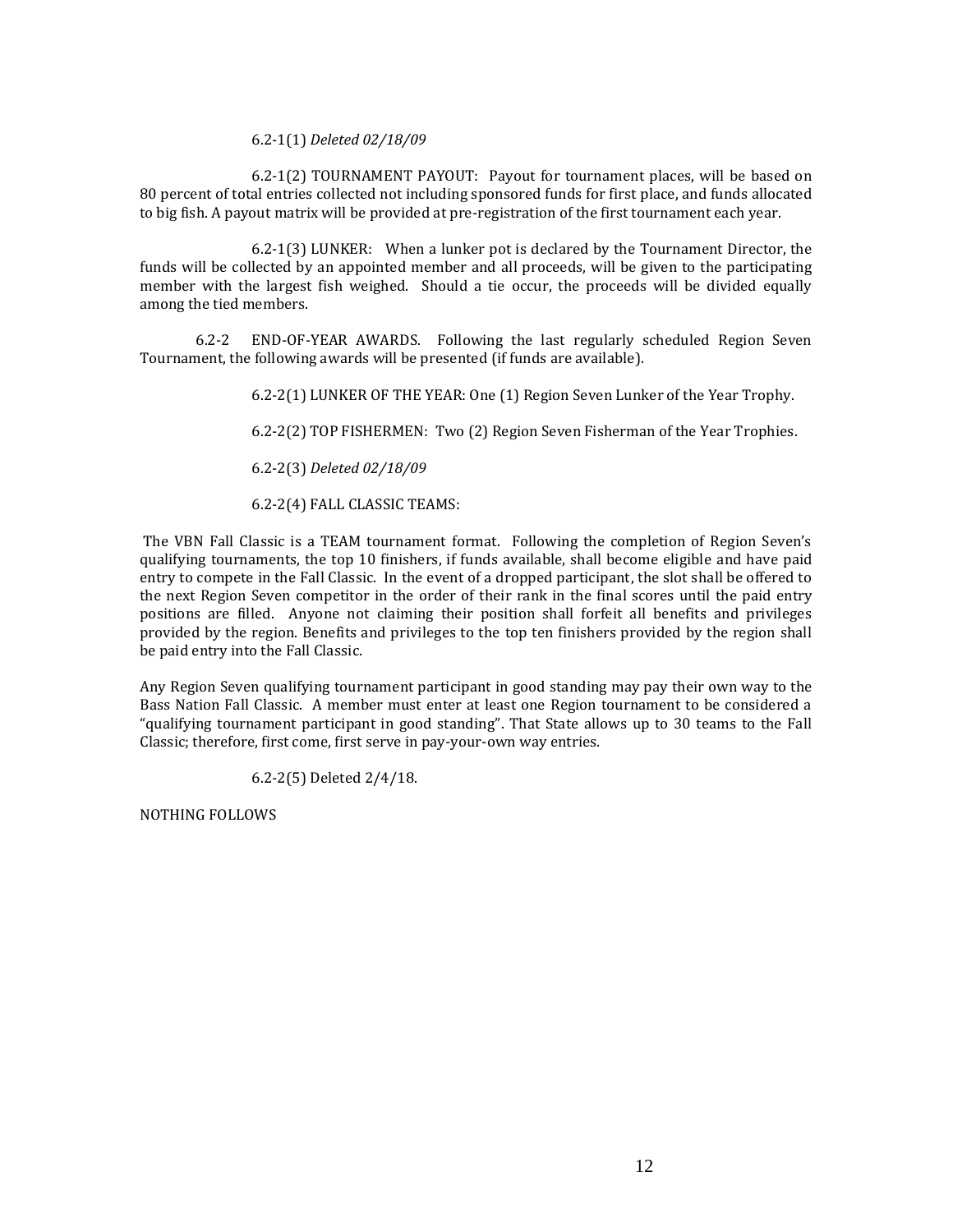6.2-1(1) *Deleted 02/18/09*

6.2-1(2) TOURNAMENT PAYOUT: Payout for tournament places, will be based on 80 percent of total entries collected not including sponsored funds for first place, and funds allocated to big fish. A payout matrix will be provided at pre-registration of the first tournament each year.

6.2-1(3) LUNKER: When a lunker pot is declared by the Tournament Director, the funds will be collected by an appointed member and all proceeds, will be given to the participating member with the largest fish weighed. Should a tie occur, the proceeds will be divided equally among the tied members.

6.2-2 END-OF-YEAR AWARDS. Following the last regularly scheduled Region Seven Tournament, the following awards will be presented (if funds are available).

6.2-2(1) LUNKER OF THE YEAR: One (1) Region Seven Lunker of the Year Trophy.

6.2-2(2) TOP FISHERMEN: Two (2) Region Seven Fisherman of the Year Trophies.

6.2-2(3) *Deleted 02/18/09*

6.2-2(4) FALL CLASSIC TEAMS:

The VBN Fall Classic is a TEAM tournament format. Following the completion of Region Seven's qualifying tournaments, the top 10 finishers, if funds available, shall become eligible and have paid entry to compete in the Fall Classic. In the event of a dropped participant, the slot shall be offered to the next Region Seven competitor in the order of their rank in the final scores until the paid entry positions are filled. Anyone not claiming their position shall forfeit all benefits and privileges provided by the region. Benefits and privileges to the top ten finishers provided by the region shall be paid entry into the Fall Classic.

Any Region Seven qualifying tournament participant in good standing may pay their own way to the Bass Nation Fall Classic. A member must enter at least one Region tournament to be considered a "qualifying tournament participant in good standing". That State allows up to 30 teams to the Fall Classic; therefore, first come, first serve in pay-your-own way entries.

6.2-2(5) Deleted 2/4/18.

NOTHING FOLLOWS